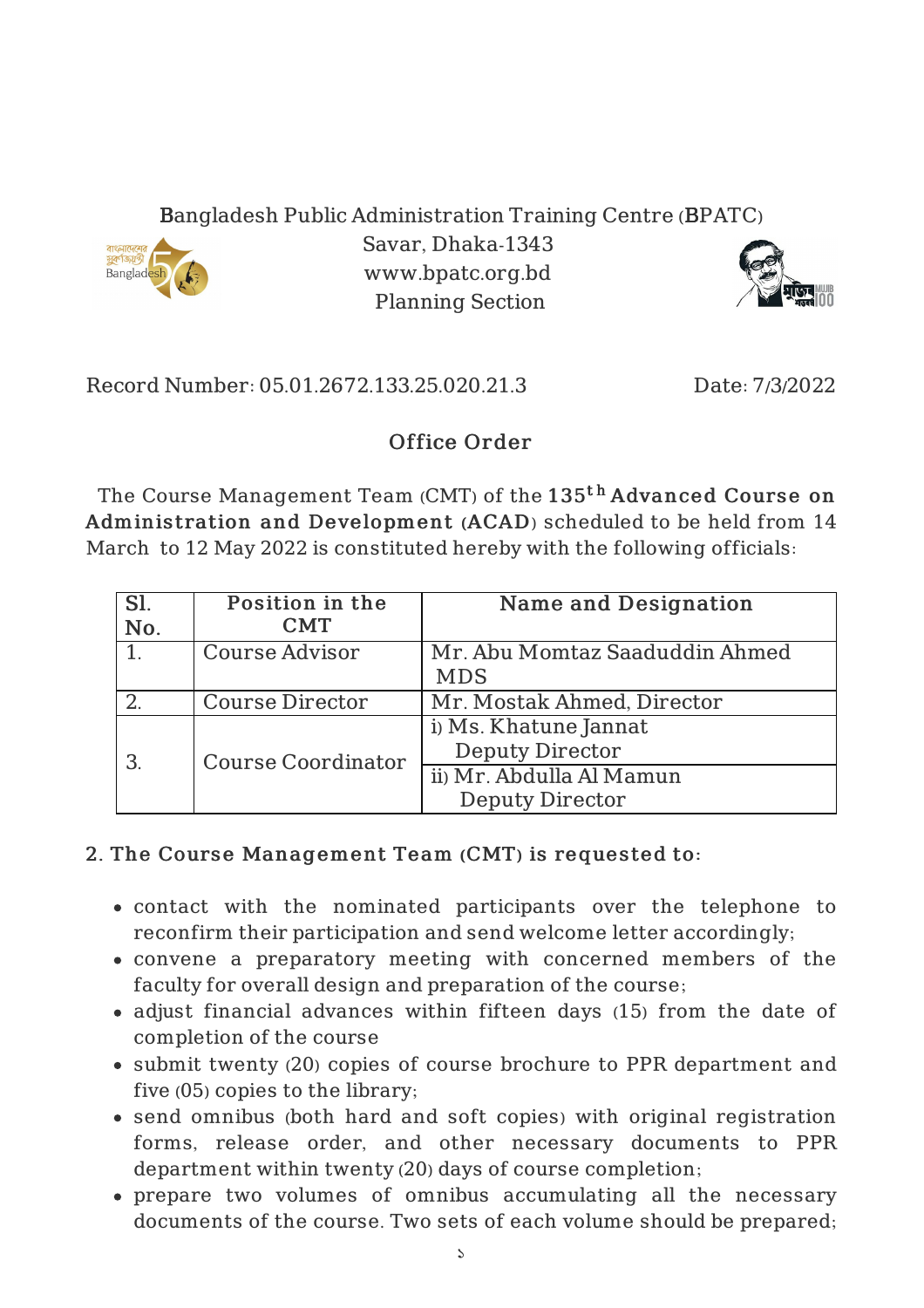Bangladesh Public Administration Training Centre (BPATC)
Savar, Dhaka-1343
www.bpatc.org.bd
Planning Section

Record Number: 05.01.2672.133.25.020.21.3 Date: 7/3/2022

## Office Order

The Course Management Team (CMT) of the **135th Advanced Course on Administration and Development (ACAD)** scheduled to be held from 14 March to 12 May 2022 is constituted hereby with the following officials:

| Sl. No. | Position in the CMT | Name and Designation |
|---|---|---|
| 1. | Course Advisor | Mr. Abu Momtaz Saaduddin Ahmed MDS |
| 2. | Course Director | Mr. Mostak Ahmed, Director |
| 3. | Course Coordinator | i) Ms. Khatune Jannat Deputy Director |
| | | ii) Mr. Abdulla Al Mamun Deputy Director |

**2. The Course Management Team (CMT) is requested to:**

- contact with the nominated participants over the telephone to reconfirm their participation and send welcome letter accordingly;
- convene a preparatory meeting with concerned members of the faculty for overall design and preparation of the course;
- adjust financial advances within fifteen days (15) from the date of completion of the course
- submit twenty (20) copies of course brochure to PPR department and five (05) copies to the library;
- send omnibus (both hard and soft copies) with original registration forms, release order, and other necessary documents to PPR department within twenty (20) days of course completion;
- prepare two volumes of omnibus accumulating all the necessary documents of the course. Two sets of each volume should be prepared;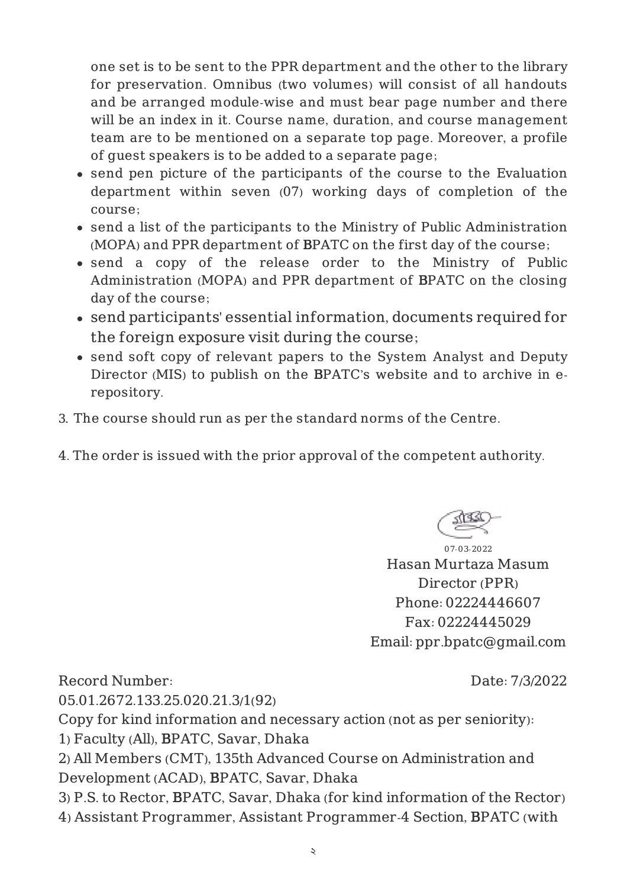one set is to be sent to the PPR department and the other to the library for preservation. Omnibus (two volumes) will consist of all handouts and be arranged module-wise and must bear page number and there will be an index in it. Course name, duration, and course management team are to be mentioned on a separate top page. Moreover, a profile of guest speakers is to be added to a separate page;

- send pen picture of the participants of the course to the Evaluation department within seven (07) working days of completion of the course;
- send a list of the participants to the Ministry of Public Administration (MOPA) and PPR department of BPATC on the first day of the course;
- send a copy of the release order to the Ministry of Public Administration (MOPA) and PPR department of BPATC on the closing day of the course;
- send participants' essential information, documents required for the foreign exposure visit during the course;
- send soft copy of relevant papers to the System Analyst and Deputy Director (MIS) to publish on the BPATC's website and to archive in e-repository.

3. The course should run as per the standard norms of the Centre.

4. The order is issued with the prior approval of the competent authority.

07-03-2022
Hasan Murtaza Masum
Director (PPR)
Phone: 02224446607
Fax: 02224445029
Email: ppr.bpatc@gmail.com

Record Number: 05.01.2672.133.25.020.21.3/1(92) Date: 7/3/2022

Copy for kind information and necessary action (not as per seniority):

1) Faculty (All), BPATC, Savar, Dhaka
2) All Members (CMT), 135th Advanced Course on Administration and Development (ACAD), BPATC, Savar, Dhaka
3) P.S. to Rector, BPATC, Savar, Dhaka (for kind information of the Rector)
4) Assistant Programmer, Assistant Programmer-4 Section, BPATC (with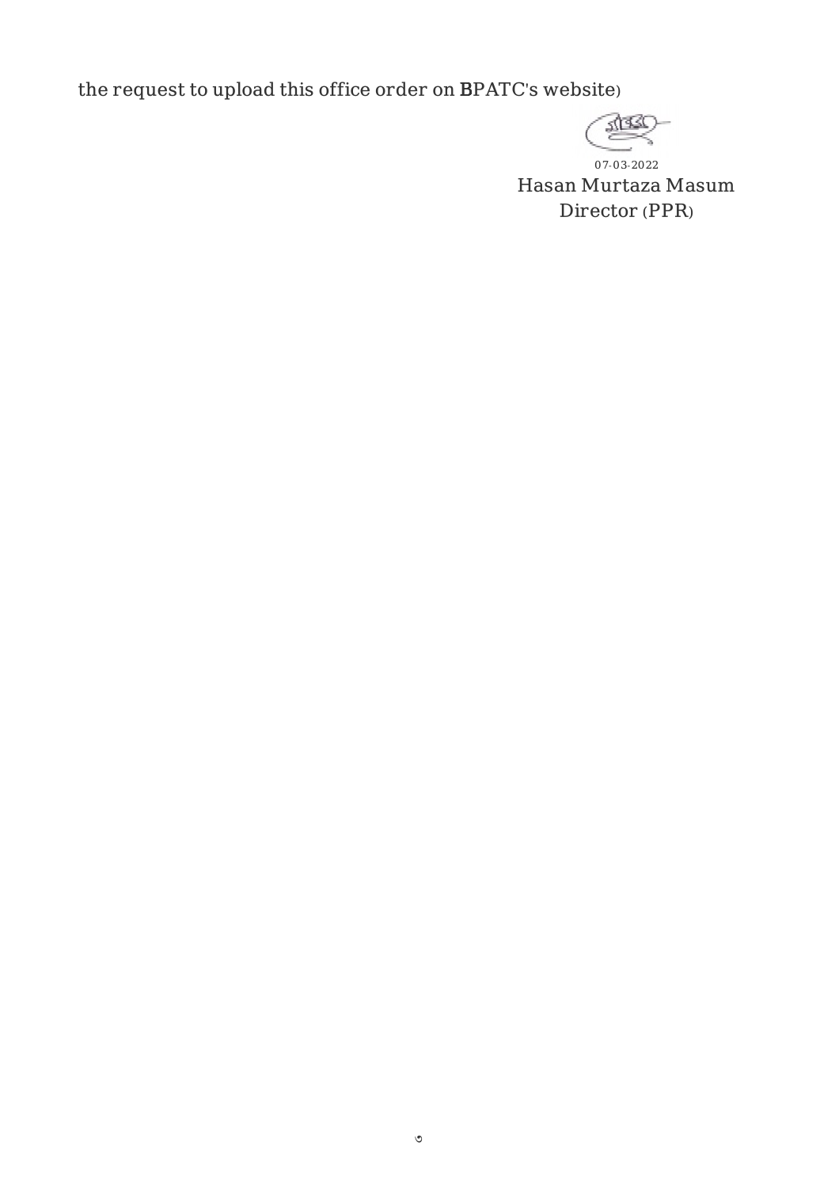the request to upload this office order on BPATC's website)

07-03-2022

Hasan Murtaza Masum

Director (PPR)